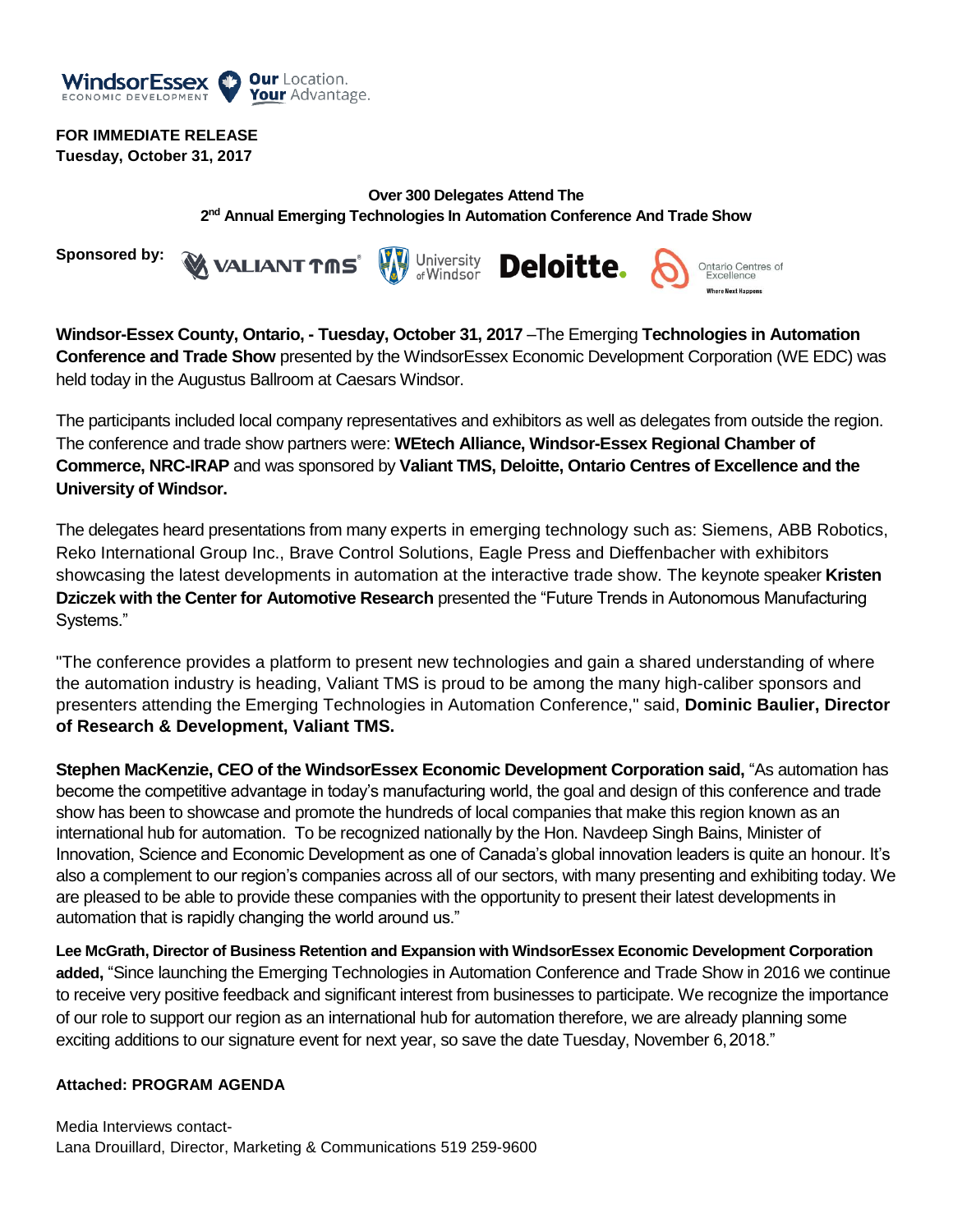WindsorEssex ECONOMIC DEVELOPMENT — **Our** Location. **Your** Advantage.

**FOR IMMEDIATE RELEASE**
**Tuesday, October 31, 2017**

**Over 300 Delegates Attend The**
**2nd Annual Emerging Technologies In Automation Conference And Trade Show**

**Sponsored by:** VALIANT TMS, University of Windsor, Deloitte., Ontario Centres of Excellence — Where Next Happens

**Windsor-Essex County, Ontario, - Tuesday, October 31, 2017** –The Emerging **Technologies in Automation Conference and Trade Show** presented by the WindsorEssex Economic Development Corporation (WE EDC) was held today in the Augustus Ballroom at Caesars Windsor.

The participants included local company representatives and exhibitors as well as delegates from outside the region. The conference and trade show partners were: **WEtech Alliance, Windsor-Essex Regional Chamber of Commerce, NRC-IRAP** and was sponsored by **Valiant TMS, Deloitte, Ontario Centres of Excellence and the University of Windsor.**

The delegates heard presentations from many experts in emerging technology such as: Siemens, ABB Robotics, Reko International Group Inc., Brave Control Solutions, Eagle Press and Dieffenbacher with exhibitors showcasing the latest developments in automation at the interactive trade show. The keynote speaker **Kristen Dziczek with the Center for Automotive Research** presented the "Future Trends in Autonomous Manufacturing Systems."

"The conference provides a platform to present new technologies and gain a shared understanding of where the automation industry is heading, Valiant TMS is proud to be among the many high-caliber sponsors and presenters attending the Emerging Technologies in Automation Conference," said, **Dominic Baulier, Director of Research & Development, Valiant TMS.**

**Stephen MacKenzie, CEO of the WindsorEssex Economic Development Corporation said,** "As automation has become the competitive advantage in today's manufacturing world, the goal and design of this conference and trade show has been to showcase and promote the hundreds of local companies that make this region known as an international hub for automation. To be recognized nationally by the Hon. Navdeep Singh Bains, Minister of Innovation, Science and Economic Development as one of Canada's global innovation leaders is quite an honour. It's also a complement to our region's companies across all of our sectors, with many presenting and exhibiting today. We are pleased to be able to provide these companies with the opportunity to present their latest developments in automation that is rapidly changing the world around us."

**Lee McGrath, Director of Business Retention and Expansion with WindsorEssex Economic Development Corporation added,** "Since launching the Emerging Technologies in Automation Conference and Trade Show in 2016 we continue to receive very positive feedback and significant interest from businesses to participate. We recognize the importance of our role to support our region as an international hub for automation therefore, we are already planning some exciting additions to our signature event for next year, so save the date Tuesday, November 6, 2018."

**Attached: PROGRAM AGENDA**

Media Interviews contact-
Lana Drouillard, Director, Marketing & Communications 519 259-9600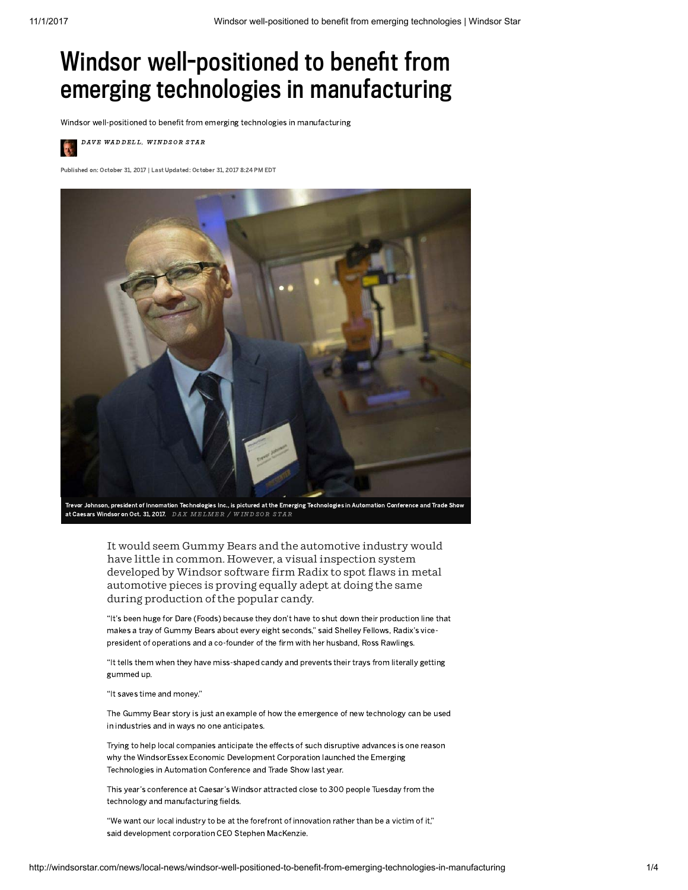# Windsor well-positioned to benefit from emerging technologies in manufacturing

Windsor well-positioned to benefit from emerging technologies in manufacturing

*DAVE WADDELL, WINDSOR STAR*

Published on: October 31, 2017 | Last Updated: October 31, 2017 8:24 PM EDT

Trevor Johnson, president of Innomation Technologies Inc., is pictured at the Emerging Technologies in Automation Conference and Trade Show at Caesars Windsor on Oct. 31, 2017. *DAX MELMER / WINDSOR STAR*

It would seem Gummy Bears and the automotive industry would have little in common. However, a visual inspection system developed by Windsor software firm Radix to spot flaws in metal automotive pieces is proving equally adept at doing the same during production of the popular candy.

"It's been huge for Dare (Foods) because they don't have to shut down their production line that makes a tray of Gummy Bears about every eight seconds," said Shelley Fellows, Radix's vice-president of operations and a co-founder of the firm with her husband, Ross Rawlings.

"It tells them when they have miss-shaped candy and prevents their trays from literally getting gummed up.

"It saves time and money."

The Gummy Bear story is just an example of how the emergence of new technology can be used in industries and in ways no one anticipates.

Trying to help local companies anticipate the effects of such disruptive advances is one reason why the WindsorEssex Economic Development Corporation launched the Emerging Technologies in Automation Conference and Trade Show last year.

This year's conference at Caesar's Windsor attracted close to 300 people Tuesday from the technology and manufacturing fields.

"We want our local industry to be at the forefront of innovation rather than be a victim of it," said development corporation CEO Stephen MacKenzie.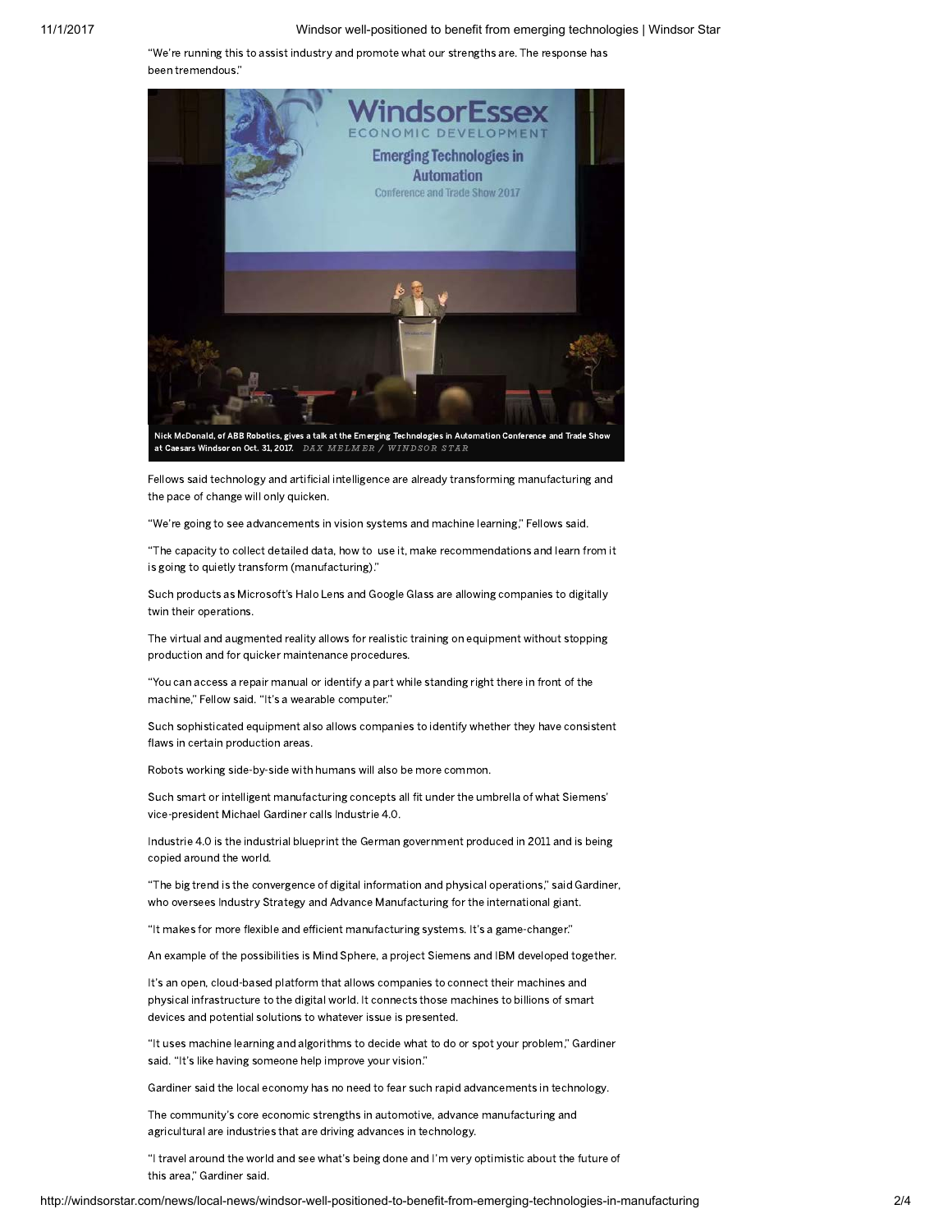"We're running this to assist industry and promote what our strengths are. The response has been tremendous."

Nick McDonald, of ABB Robotics, gives a talk at the Emerging Technologies in Automation Conference and Trade Show at Caesars Windsor on Oct. 31, 2017. DAX MELMER / WINDSOR STAR

Fellows said technology and artificial intelligence are already transforming manufacturing and the pace of change will only quicken.

"We're going to see advancements in vision systems and machine learning," Fellows said.

"The capacity to collect detailed data, how to use it, make recommendations and learn from it is going to quietly transform (manufacturing)."

Such products as Microsoft's Halo Lens and Google Glass are allowing companies to digitally twin their operations.

The virtual and augmented reality allows for realistic training on equipment without stopping production and for quicker maintenance procedures.

"You can access a repair manual or identify a part while standing right there in front of the machine," Fellow said. "It's a wearable computer."

Such sophisticated equipment also allows companies to identify whether they have consistent flaws in certain production areas.

Robots working side-by-side with humans will also be more common.

Such smart or intelligent manufacturing concepts all fit under the umbrella of what Siemens' vice-president Michael Gardiner calls Industrie 4.0.

Industrie 4.0 is the industrial blueprint the German government produced in 2011 and is being copied around the world.

"The big trend is the convergence of digital information and physical operations," said Gardiner, who oversees Industry Strategy and Advance Manufacturing for the international giant.

"It makes for more flexible and efficient manufacturing systems. It's a game-changer."

An example of the possibilities is Mind Sphere, a project Siemens and IBM developed together.

It's an open, cloud-based platform that allows companies to connect their machines and physical infrastructure to the digital world. It connects those machines to billions of smart devices and potential solutions to whatever issue is presented.

"It uses machine learning and algorithms to decide what to do or spot your problem," Gardiner said. "It's like having someone help improve your vision."

Gardiner said the local economy has no need to fear such rapid advancements in technology.

The community's core economic strengths in automotive, advance manufacturing and agricultural are industries that are driving advances in technology.

"I travel around the world and see what's being done and I'm very optimistic about the future of this area," Gardiner said.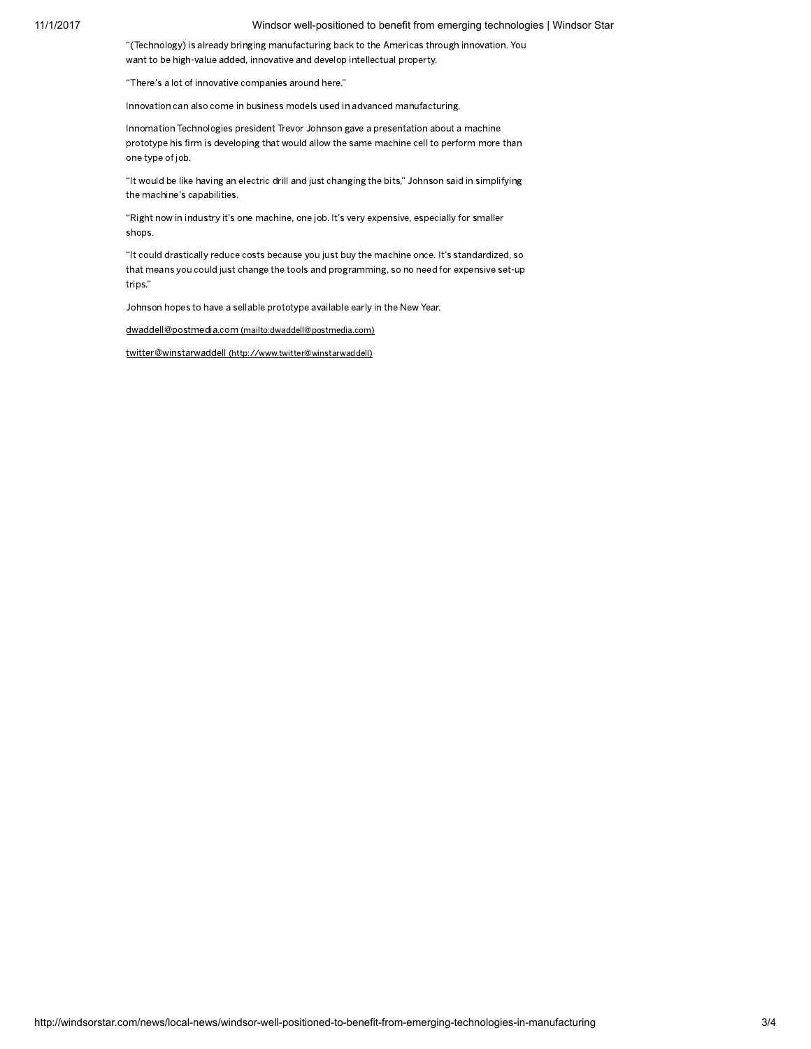"(Technology) is already bringing manufacturing back to the Americas through innovation. You want to be high-value added, innovative and develop intellectual property.

"There's a lot of innovative companies around here."

Innovation can also come in business models used in advanced manufacturing.

Innomation Technologies president Trevor Johnson gave a presentation about a machine prototype his firm is developing that would allow the same machine cell to perform more than one type of job.

"It would be like having an electric drill and just changing the bits," Johnson said in simplifying the machine's capabilities.

"Right now in industry it's one machine, one job. It's very expensive, especially for smaller shops.

"It could drastically reduce costs because you just buy the machine once. It's standardized, so that means you could just change the tools and programming, so no need for expensive set-up trips."

Johnson hopes to have a sellable prototype available early in the New Year.

dwaddell@postmedia.com (mailto:dwaddell@postmedia.com)

twitter@winstarwaddell (http://www.twitter@winstarwaddell)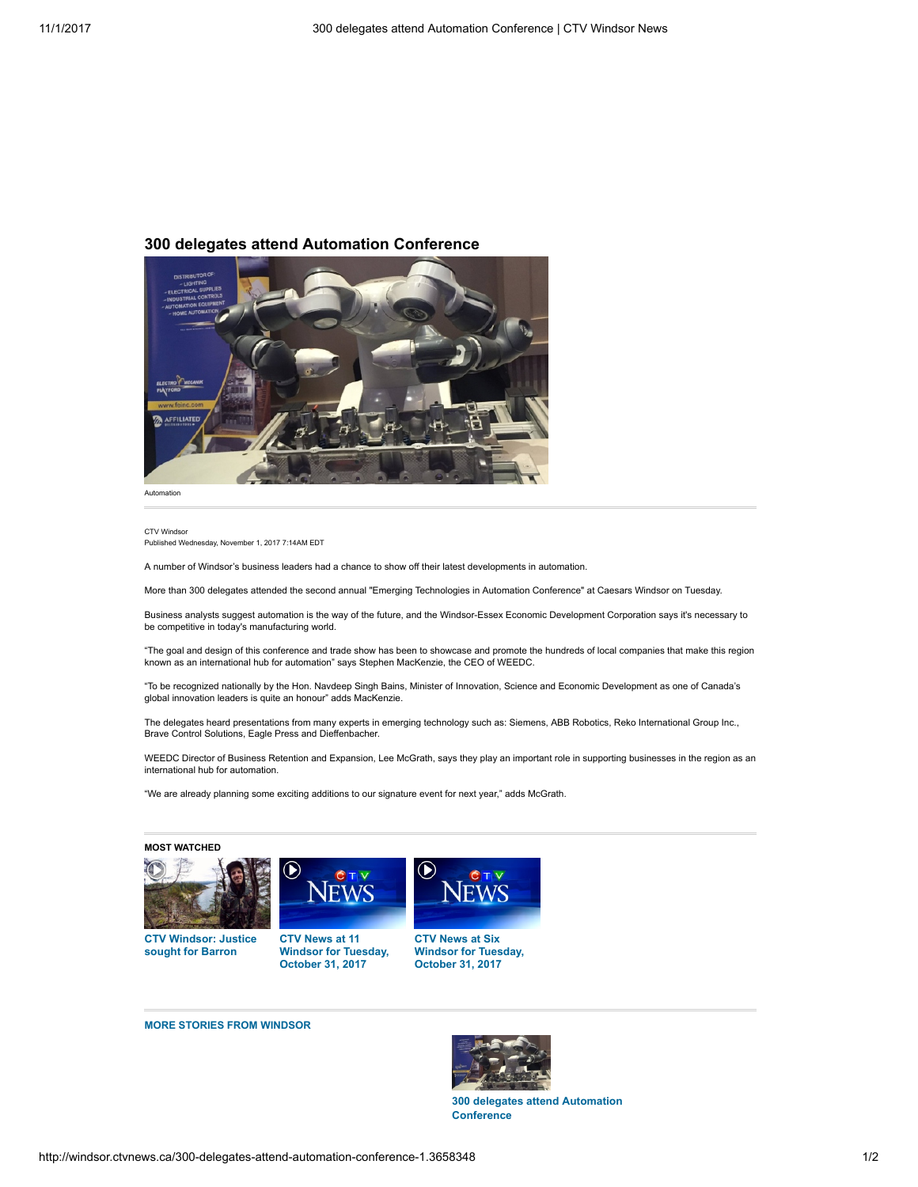# 300 delegates attend Automation Conference

Automation

CTV Windsor
Published Wednesday, November 1, 2017 7:14AM EDT

A number of Windsor's business leaders had a chance to show off their latest developments in automation.

More than 300 delegates attended the second annual "Emerging Technologies in Automation Conference" at Caesars Windsor on Tuesday.

Business analysts suggest automation is the way of the future, and the Windsor-Essex Economic Development Corporation says it's necessary to be competitive in today's manufacturing world.

"The goal and design of this conference and trade show has been to showcase and promote the hundreds of local companies that make this region known as an international hub for automation" says Stephen MacKenzie, the CEO of WEEDC.

"To be recognized nationally by the Hon. Navdeep Singh Bains, Minister of Innovation, Science and Economic Development as one of Canada's global innovation leaders is quite an honour" adds MacKenzie.

The delegates heard presentations from many experts in emerging technology such as: Siemens, ABB Robotics, Reko International Group Inc., Brave Control Solutions, Eagle Press and Dieffenbacher.

WEEDC Director of Business Retention and Expansion, Lee McGrath, says they play an important role in supporting businesses in the region as an international hub for automation.

"We are already planning some exciting additions to our signature event for next year," adds McGrath.

**MOST WATCHED**

**CTV Windsor: Justice sought for Barron**

**CTV News at 11 Windsor for Tuesday, October 31, 2017**

**CTV News at Six Windsor for Tuesday, October 31, 2017**

**MORE STORIES FROM WINDSOR**

**300 delegates attend Automation Conference**